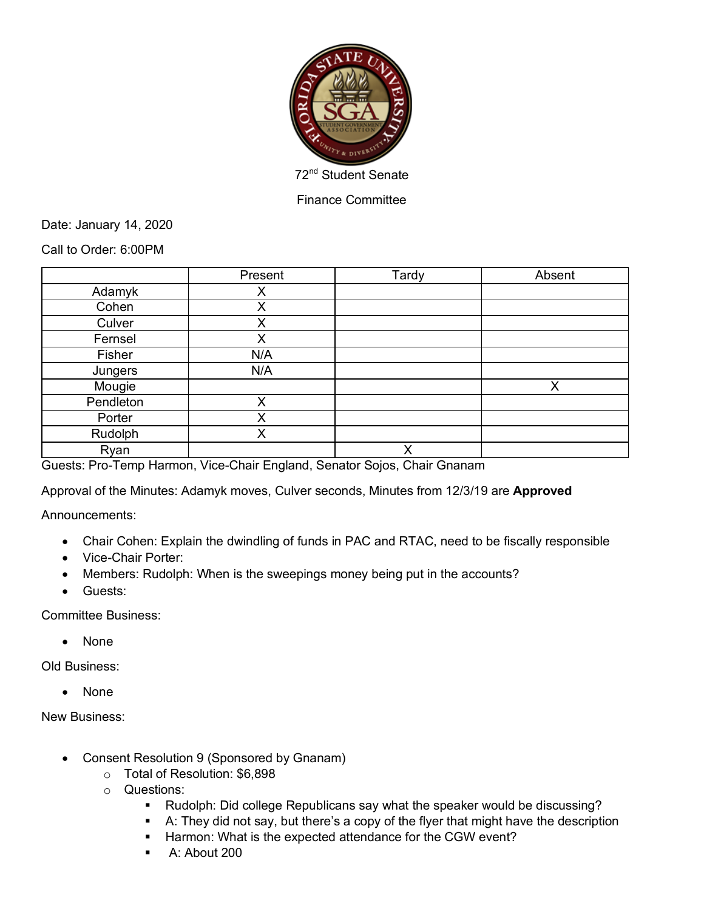72nd Student Senate

Finance Committee

Date: January 14, 2020

Call to Order: 6:00PM

| | Present | Tardy | Absent |
|---|---|---|---|
| Adamyk | X | | |
| Cohen | X | | |
| Culver | X | | |
| Fernsel | X | | |
| Fisher | N/A | | |
| Jungers | N/A | | |
| Mougie | | | X |
| Pendleton | X | | |
| Porter | X | | |
| Rudolph | X | | |
| Ryan | | X | |

Guests: Pro-Temp Harmon, Vice-Chair England, Senator Sojos, Chair Gnanam

Approval of the Minutes: Adamyk moves, Culver seconds, Minutes from 12/3/19 are **Approved**

Announcements:

- Chair Cohen: Explain the dwindling of funds in PAC and RTAC, need to be fiscally responsible
- Vice-Chair Porter:
- Members: Rudolph: When is the sweepings money being put in the accounts?
- Guests:

Committee Business:

- None

Old Business:

- None

New Business:

- Consent Resolution 9 (Sponsored by Gnanam)
  - Total of Resolution: $6,898
  - Questions:
    - Rudolph: Did college Republicans say what the speaker would be discussing?
    - A: They did not say, but there's a copy of the flyer that might have the description
    - Harmon: What is the expected attendance for the CGW event?
    - A: About 200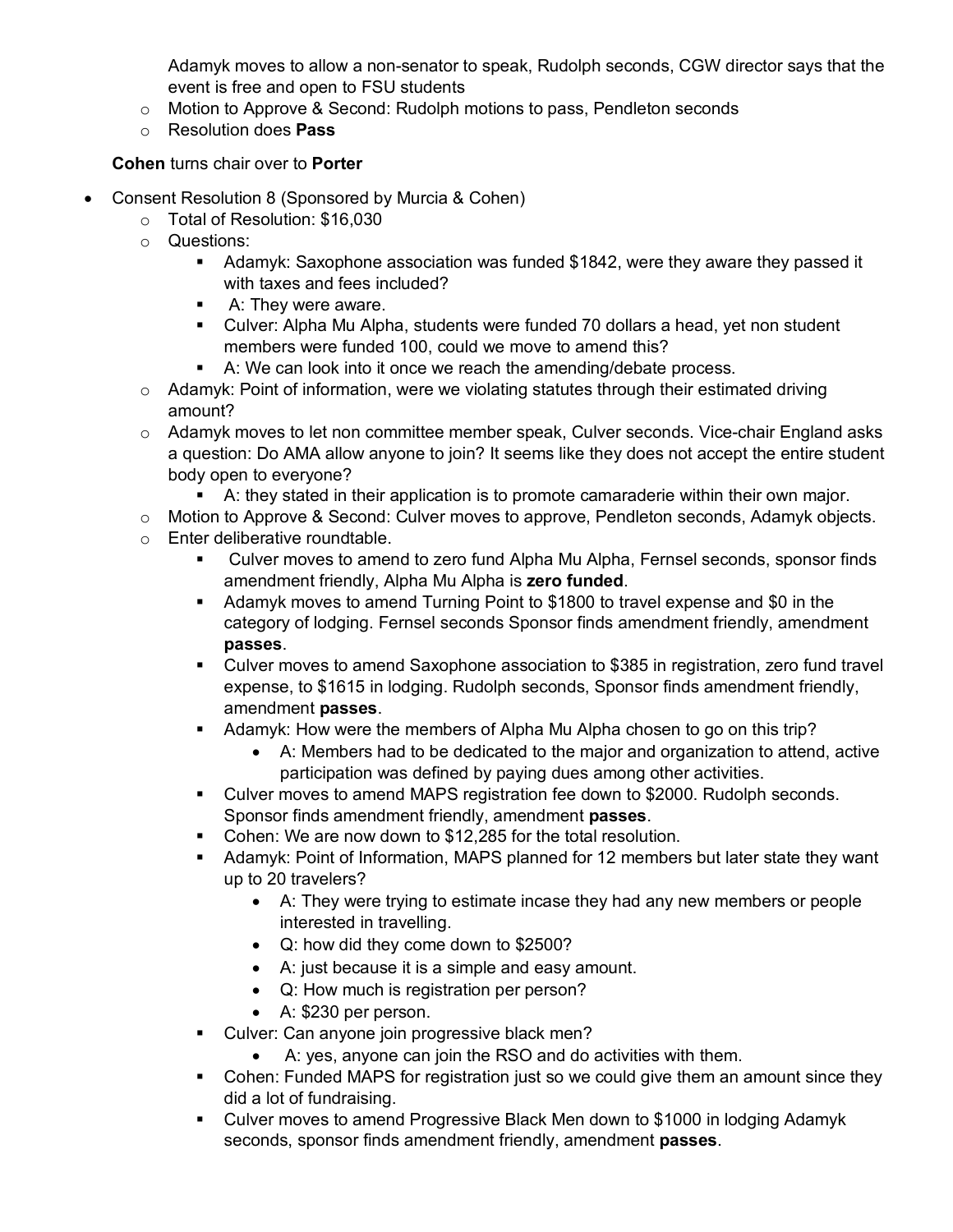Adamyk moves to allow a non-senator to speak, Rudolph seconds, CGW director says that the event is free and open to FSU students

- Motion to Approve & Second: Rudolph motions to pass, Pendleton seconds
- Resolution does **Pass**

**Cohen** turns chair over to **Porter**

- Consent Resolution 8 (Sponsored by Murcia & Cohen)
  - Total of Resolution: $16,030
  - Questions:
    - Adamyk: Saxophone association was funded $1842, were they aware they passed it with taxes and fees included?
    - A: They were aware.
    - Culver: Alpha Mu Alpha, students were funded 70 dollars a head, yet non student members were funded 100, could we move to amend this?
    - A: We can look into it once we reach the amending/debate process.
  - Adamyk: Point of information, were we violating statutes through their estimated driving amount?
  - Adamyk moves to let non committee member speak, Culver seconds. Vice-chair England asks a question: Do AMA allow anyone to join? It seems like they does not accept the entire student body open to everyone?
    - A: they stated in their application is to promote camaraderie within their own major.
  - Motion to Approve & Second: Culver moves to approve, Pendleton seconds, Adamyk objects.
  - Enter deliberative roundtable.
    - Culver moves to amend to zero fund Alpha Mu Alpha, Fernsel seconds, sponsor finds amendment friendly, Alpha Mu Alpha is **zero funded**.
    - Adamyk moves to amend Turning Point to $1800 to travel expense and $0 in the category of lodging. Fernsel seconds Sponsor finds amendment friendly, amendment **passes**.
    - Culver moves to amend Saxophone association to $385 in registration, zero fund travel expense, to $1615 in lodging. Rudolph seconds, Sponsor finds amendment friendly, amendment **passes**.
    - Adamyk: How were the members of Alpha Mu Alpha chosen to go on this trip?
      - A: Members had to be dedicated to the major and organization to attend, active participation was defined by paying dues among other activities.
    - Culver moves to amend MAPS registration fee down to $2000. Rudolph seconds. Sponsor finds amendment friendly, amendment **passes**.
    - Cohen: We are now down to $12,285 for the total resolution.
    - Adamyk: Point of Information, MAPS planned for 12 members but later state they want up to 20 travelers?
      - A: They were trying to estimate incase they had any new members or people interested in travelling.
      - Q: how did they come down to $2500?
      - A: just because it is a simple and easy amount.
      - Q: How much is registration per person?
      - A: $230 per person.
    - Culver: Can anyone join progressive black men?
      - A: yes, anyone can join the RSO and do activities with them.
    - Cohen: Funded MAPS for registration just so we could give them an amount since they did a lot of fundraising.
    - Culver moves to amend Progressive Black Men down to $1000 in lodging Adamyk seconds, sponsor finds amendment friendly, amendment **passes**.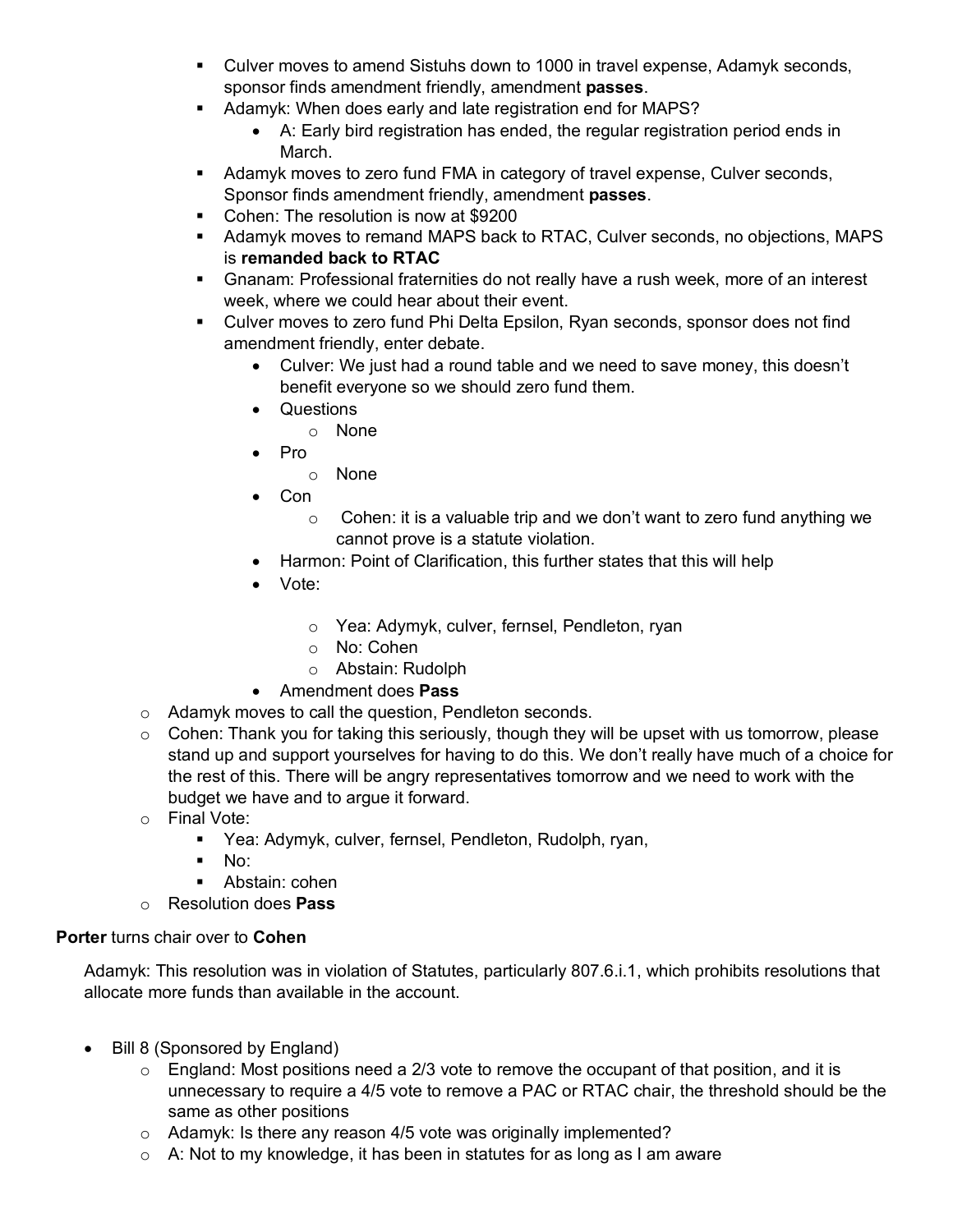- Culver moves to amend Sistuhs down to 1000 in travel expense, Adamyk seconds, sponsor finds amendment friendly, amendment **passes**.
- Adamyk: When does early and late registration end for MAPS?
    - A: Early bird registration has ended, the regular registration period ends in March.
- Adamyk moves to zero fund FMA in category of travel expense, Culver seconds, Sponsor finds amendment friendly, amendment **passes**.
- Cohen: The resolution is now at $9200
- Adamyk moves to remand MAPS back to RTAC, Culver seconds, no objections, MAPS is **remanded back to RTAC**
- Gnanam: Professional fraternities do not really have a rush week, more of an interest week, where we could hear about their event.
- Culver moves to zero fund Phi Delta Epsilon, Ryan seconds, sponsor does not find amendment friendly, enter debate.
    - Culver: We just had a round table and we need to save money, this doesn't benefit everyone so we should zero fund them.
    - Questions
        - None
    - Pro
        - None
    - Con
        - Cohen: it is a valuable trip and we don't want to zero fund anything we cannot prove is a statute violation.
    - Harmon: Point of Clarification, this further states that this will help
    - Vote:
        - Yea: Adymyk, culver, fernsel, Pendleton, ryan
        - No: Cohen
        - Abstain: Rudolph
    - Amendment does **Pass**

- Adamyk moves to call the question, Pendleton seconds.
- Cohen: Thank you for taking this seriously, though they will be upset with us tomorrow, please stand up and support yourselves for having to do this. We don't really have much of a choice for the rest of this. There will be angry representatives tomorrow and we need to work with the budget we have and to argue it forward.
- Final Vote:
    - Yea: Adymyk, culver, fernsel, Pendleton, Rudolph, ryan,
    - No:
    - Abstain: cohen
- Resolution does **Pass**

**Porter** turns chair over to **Cohen**

Adamyk: This resolution was in violation of Statutes, particularly 807.6.i.1, which prohibits resolutions that allocate more funds than available in the account.

- Bill 8 (Sponsored by England)
    - England: Most positions need a 2/3 vote to remove the occupant of that position, and it is unnecessary to require a 4/5 vote to remove a PAC or RTAC chair, the threshold should be the same as other positions
    - Adamyk: Is there any reason 4/5 vote was originally implemented?
    - A: Not to my knowledge, it has been in statutes for as long as I am aware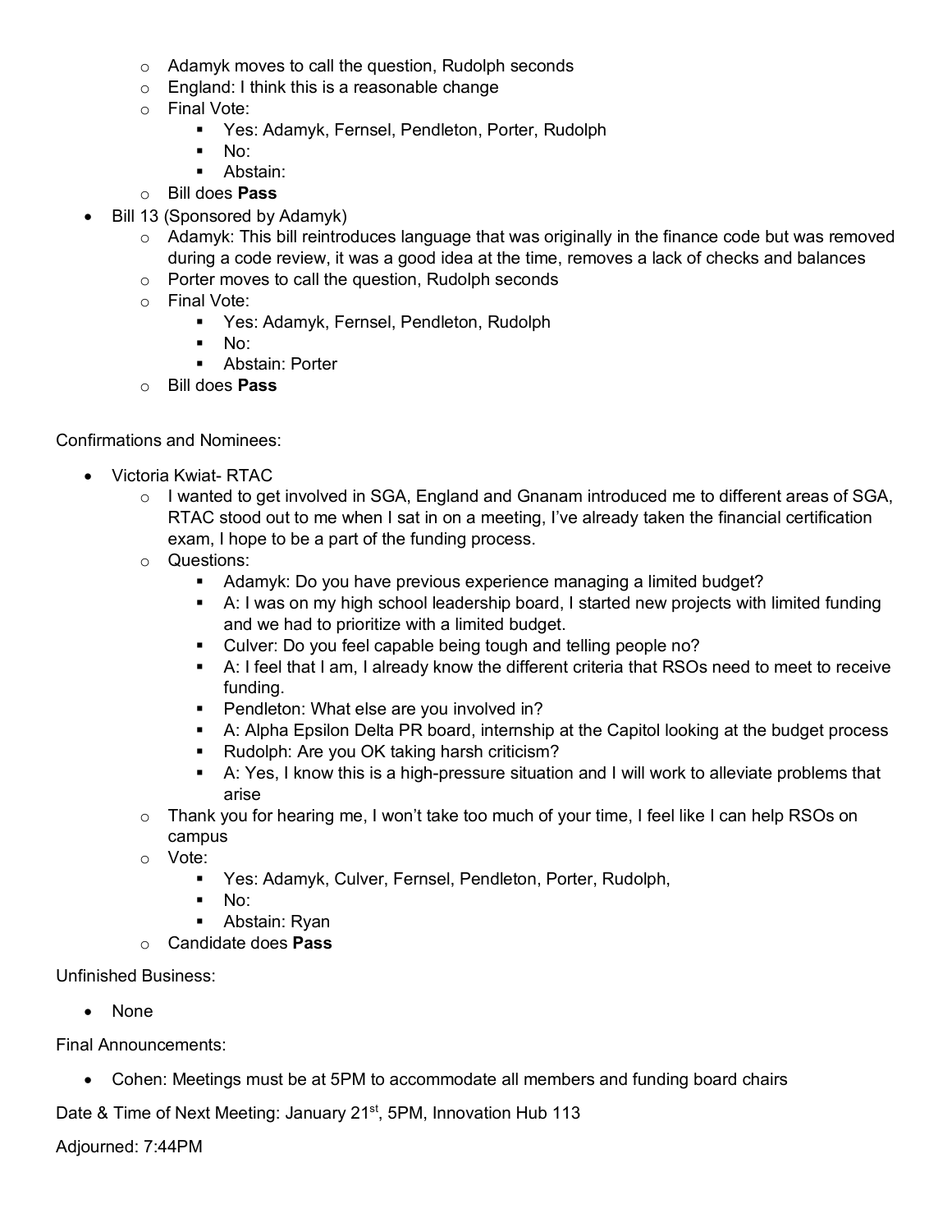- Adamyk moves to call the question, Rudolph seconds
  - England: I think this is a reasonable change
  - Final Vote:
    - Yes: Adamyk, Fernsel, Pendleton, Porter, Rudolph
    - No:
    - Abstain:
  - Bill does **Pass**
- Bill 13 (Sponsored by Adamyk)
  - Adamyk: This bill reintroduces language that was originally in the finance code but was removed during a code review, it was a good idea at the time, removes a lack of checks and balances
  - Porter moves to call the question, Rudolph seconds
  - Final Vote:
    - Yes: Adamyk, Fernsel, Pendleton, Rudolph
    - No:
    - Abstain: Porter
  - Bill does **Pass**

Confirmations and Nominees:

- Victoria Kwiat- RTAC
  - I wanted to get involved in SGA, England and Gnanam introduced me to different areas of SGA, RTAC stood out to me when I sat in on a meeting, I've already taken the financial certification exam, I hope to be a part of the funding process.
  - Questions:
    - Adamyk: Do you have previous experience managing a limited budget?
    - A: I was on my high school leadership board, I started new projects with limited funding and we had to prioritize with a limited budget.
    - Culver: Do you feel capable being tough and telling people no?
    - A: I feel that I am, I already know the different criteria that RSOs need to meet to receive funding.
    - Pendleton: What else are you involved in?
    - A: Alpha Epsilon Delta PR board, internship at the Capitol looking at the budget process
    - Rudolph: Are you OK taking harsh criticism?
    - A: Yes, I know this is a high-pressure situation and I will work to alleviate problems that arise
  - Thank you for hearing me, I won't take too much of your time, I feel like I can help RSOs on campus
  - Vote:
    - Yes: Adamyk, Culver, Fernsel, Pendleton, Porter, Rudolph,
    - No:
    - Abstain: Ryan
  - Candidate does **Pass**

Unfinished Business:

- None

Final Announcements:

- Cohen: Meetings must be at 5PM to accommodate all members and funding board chairs

Date & Time of Next Meeting: January 21st, 5PM, Innovation Hub 113

Adjourned: 7:44PM